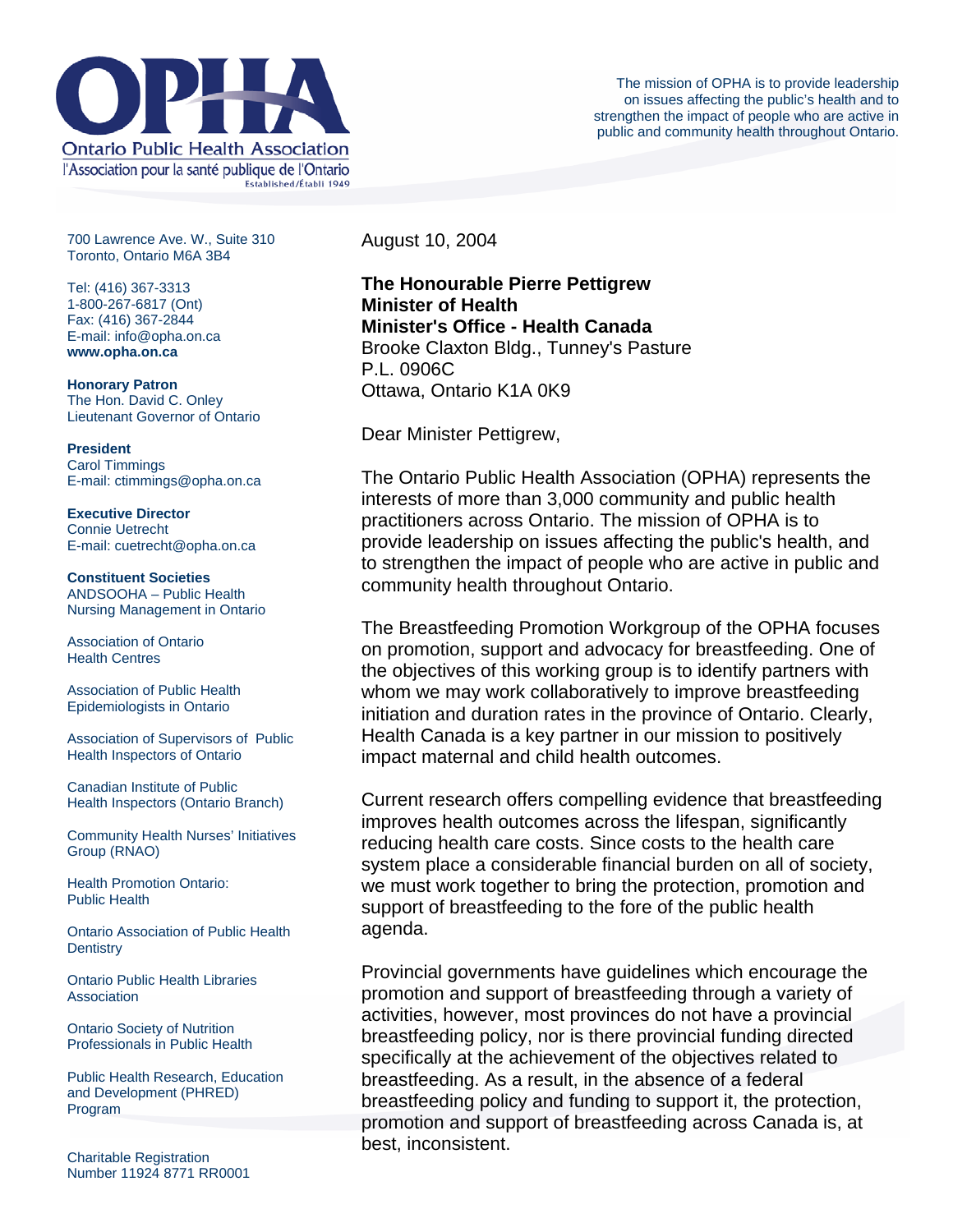# Ontario Public Health Association

l'Association pour la santé publique de l'Ontario

Established/Établi 1949

The mission of OPHA is to provide leadership on issues affecting the public's health and to strengthen the impact of people who are active in public and community health throughout Ontario.

700 Lawrence Ave. W., Suite 310
Toronto, Ontario M6A 3B4

Tel: (416) 367-3313
1-800-267-6817 (Ont)
Fax: (416) 367-2844
E-mail: info@opha.on.ca
**www.opha.on.ca**

**Honorary Patron**
The Hon. David C. Onley
Lieutenant Governor of Ontario

**President**
Carol Timmings
E-mail: ctimmings@opha.on.ca

**Executive Director**
Connie Uetrecht
E-mail: cuetrecht@opha.on.ca

**Constituent Societies**

ANDSOOHA – Public Health Nursing Management in Ontario

Association of Ontario Health Centres

Association of Public Health Epidemiologists in Ontario

Association of Supervisors of Public Health Inspectors of Ontario

Canadian Institute of Public Health Inspectors (Ontario Branch)

Community Health Nurses' Initiatives Group (RNAO)

Health Promotion Ontario: Public Health

Ontario Association of Public Health Dentistry

Ontario Public Health Libraries Association

Ontario Society of Nutrition Professionals in Public Health

Public Health Research, Education and Development (PHRED) Program

Charitable Registration Number 11924 8771 RR0001

---

August 10, 2004

**The Honourable Pierre Pettigrew**
**Minister of Health**
**Minister's Office - Health Canada**
Brooke Claxton Bldg., Tunney's Pasture
P.L. 0906C
Ottawa, Ontario K1A 0K9

Dear Minister Pettigrew,

The Ontario Public Health Association (OPHA) represents the interests of more than 3,000 community and public health practitioners across Ontario. The mission of OPHA is to provide leadership on issues affecting the public's health, and to strengthen the impact of people who are active in public and community health throughout Ontario.

The Breastfeeding Promotion Workgroup of the OPHA focuses on promotion, support and advocacy for breastfeeding. One of the objectives of this working group is to identify partners with whom we may work collaboratively to improve breastfeeding initiation and duration rates in the province of Ontario. Clearly, Health Canada is a key partner in our mission to positively impact maternal and child health outcomes.

Current research offers compelling evidence that breastfeeding improves health outcomes across the lifespan, significantly reducing health care costs. Since costs to the health care system place a considerable financial burden on all of society, we must work together to bring the protection, promotion and support of breastfeeding to the fore of the public health agenda.

Provincial governments have guidelines which encourage the promotion and support of breastfeeding through a variety of activities, however, most provinces do not have a provincial breastfeeding policy, nor is there provincial funding directed specifically at the achievement of the objectives related to breastfeeding. As a result, in the absence of a federal breastfeeding policy and funding to support it, the protection, promotion and support of breastfeeding across Canada is, at best, inconsistent.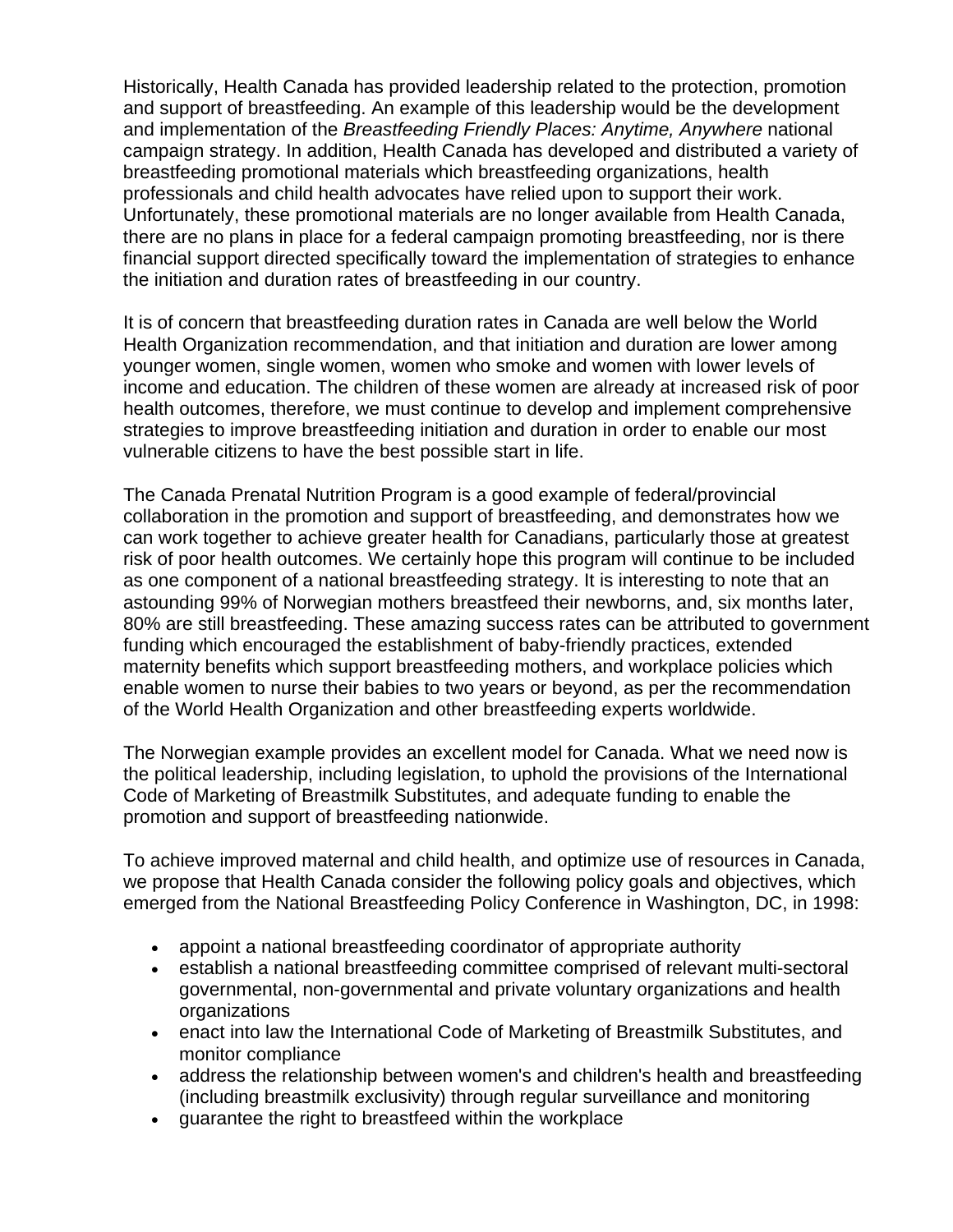Historically, Health Canada has provided leadership related to the protection, promotion and support of breastfeeding. An example of this leadership would be the development and implementation of the *Breastfeeding Friendly Places: Anytime, Anywhere* national campaign strategy. In addition, Health Canada has developed and distributed a variety of breastfeeding promotional materials which breastfeeding organizations, health professionals and child health advocates have relied upon to support their work. Unfortunately, these promotional materials are no longer available from Health Canada, there are no plans in place for a federal campaign promoting breastfeeding, nor is there financial support directed specifically toward the implementation of strategies to enhance the initiation and duration rates of breastfeeding in our country.

It is of concern that breastfeeding duration rates in Canada are well below the World Health Organization recommendation, and that initiation and duration are lower among younger women, single women, women who smoke and women with lower levels of income and education. The children of these women are already at increased risk of poor health outcomes, therefore, we must continue to develop and implement comprehensive strategies to improve breastfeeding initiation and duration in order to enable our most vulnerable citizens to have the best possible start in life.

The Canada Prenatal Nutrition Program is a good example of federal/provincial collaboration in the promotion and support of breastfeeding, and demonstrates how we can work together to achieve greater health for Canadians, particularly those at greatest risk of poor health outcomes. We certainly hope this program will continue to be included as one component of a national breastfeeding strategy. It is interesting to note that an astounding 99% of Norwegian mothers breastfeed their newborns, and, six months later, 80% are still breastfeeding. These amazing success rates can be attributed to government funding which encouraged the establishment of baby-friendly practices, extended maternity benefits which support breastfeeding mothers, and workplace policies which enable women to nurse their babies to two years or beyond, as per the recommendation of the World Health Organization and other breastfeeding experts worldwide.

The Norwegian example provides an excellent model for Canada. What we need now is the political leadership, including legislation, to uphold the provisions of the International Code of Marketing of Breastmilk Substitutes, and adequate funding to enable the promotion and support of breastfeeding nationwide.

To achieve improved maternal and child health, and optimize use of resources in Canada, we propose that Health Canada consider the following policy goals and objectives, which emerged from the National Breastfeeding Policy Conference in Washington, DC, in 1998:

- appoint a national breastfeeding coordinator of appropriate authority
- establish a national breastfeeding committee comprised of relevant multi-sectoral governmental, non-governmental and private voluntary organizations and health organizations
- enact into law the International Code of Marketing of Breastmilk Substitutes, and monitor compliance
- address the relationship between women's and children's health and breastfeeding (including breastmilk exclusivity) through regular surveillance and monitoring
- guarantee the right to breastfeed within the workplace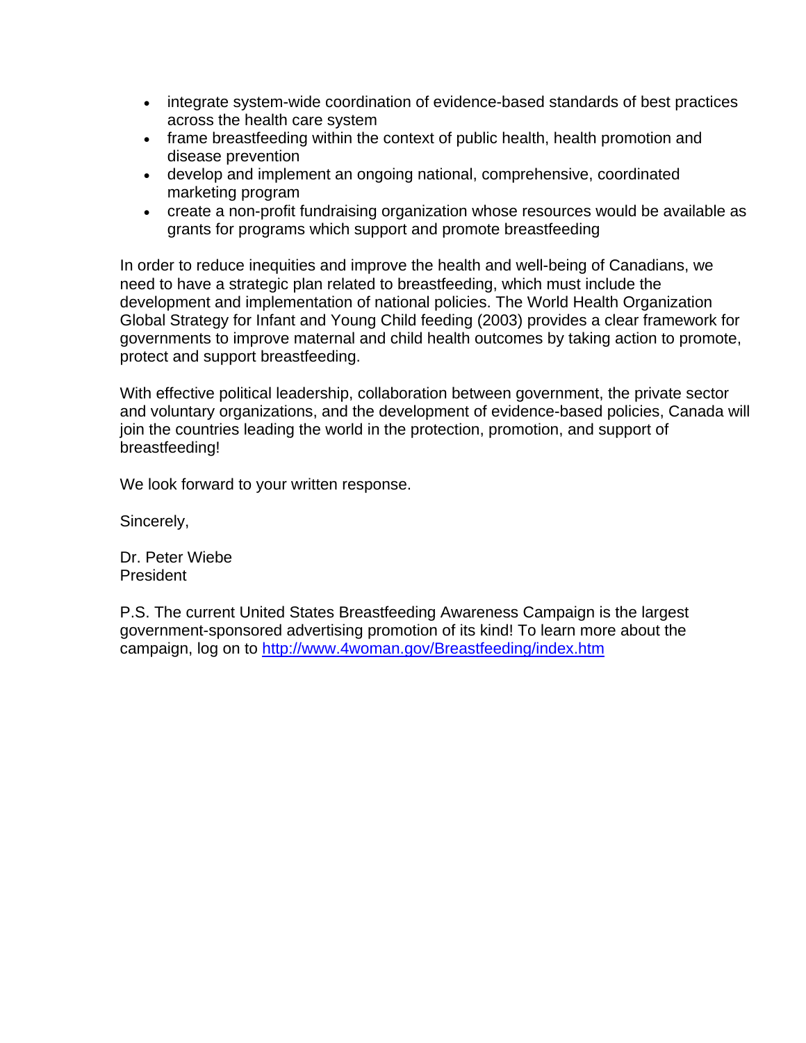- integrate system-wide coordination of evidence-based standards of best practices across the health care system
- frame breastfeeding within the context of public health, health promotion and disease prevention
- develop and implement an ongoing national, comprehensive, coordinated marketing program
- create a non-profit fundraising organization whose resources would be available as grants for programs which support and promote breastfeeding

In order to reduce inequities and improve the health and well-being of Canadians, we need to have a strategic plan related to breastfeeding, which must include the development and implementation of national policies. The World Health Organization Global Strategy for Infant and Young Child feeding (2003) provides a clear framework for governments to improve maternal and child health outcomes by taking action to promote, protect and support breastfeeding.

With effective political leadership, collaboration between government, the private sector and voluntary organizations, and the development of evidence-based policies, Canada will join the countries leading the world in the protection, promotion, and support of breastfeeding!

We look forward to your written response.

Sincerely,

Dr. Peter Wiebe
President

P.S. The current United States Breastfeeding Awareness Campaign is the largest government-sponsored advertising promotion of its kind! To learn more about the campaign, log on to [http://www.4woman.gov/Breastfeeding/index.htm](http://www.4woman.gov/Breastfeeding/index.htm)